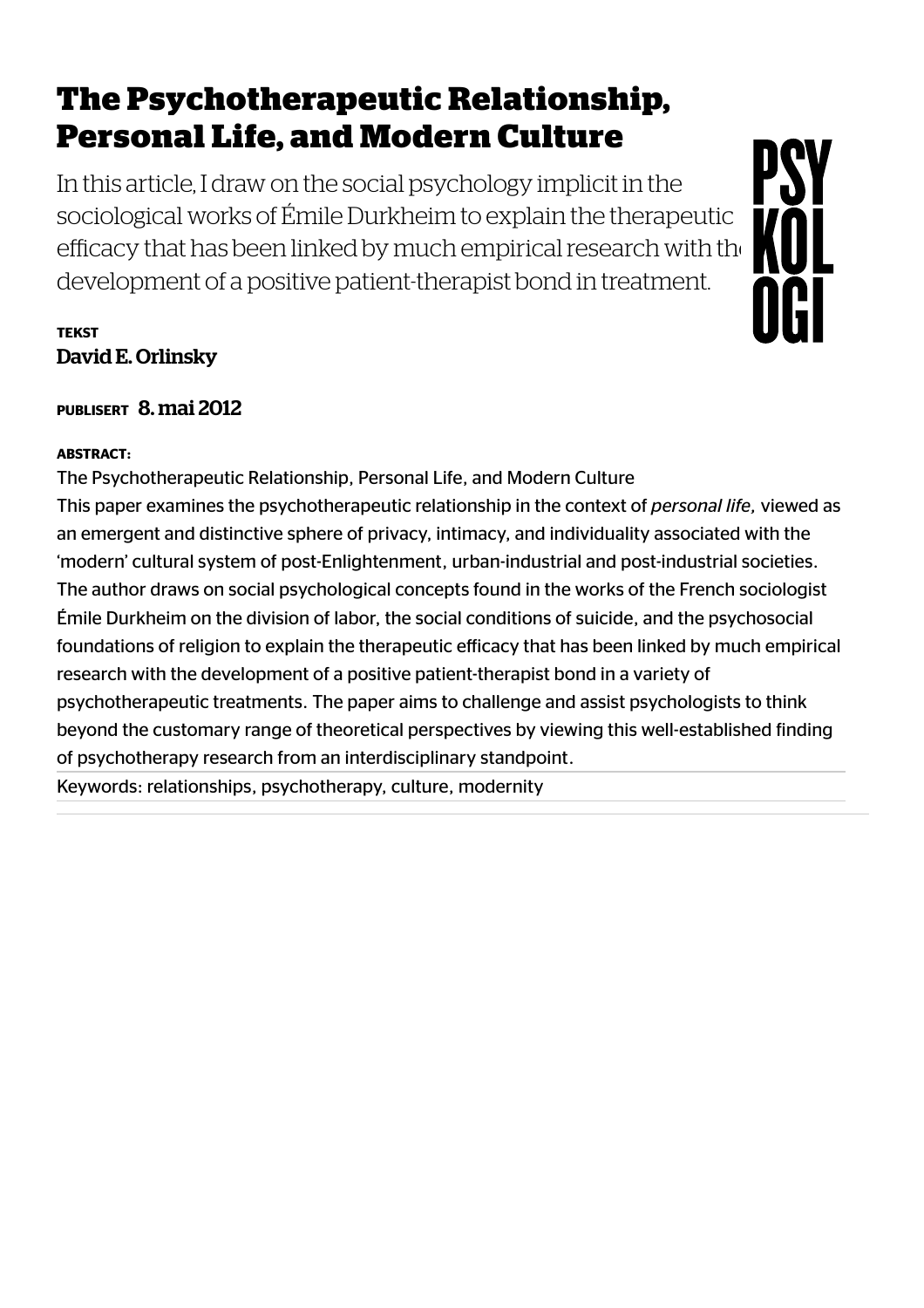# The Psychotherapeutic Relationship, Personal Life, and Modern Culture

In this article, I draw on the social psychology implicit in the sociological works of Émile Durkheim to explain the therapeutic efficacy that has been linked by much empirical research with the development of a positive patient-therapist bond in treatment.

**TEKST**

David E. Orlinsky

**PUBLISERT** 8. mai 2012

**ABSTRACT:**

The Psychotherapeutic Relationship, Personal Life, and Modern Culture

This paper examines the psychotherapeutic relationship in the context of *personal life,* viewed as an emergent and distinctive sphere of privacy, intimacy, and individuality associated with the 'modern' cultural system of post-Enlightenment, urban-industrial and post-industrial societies. The author draws on social psychological concepts found in the works of the French sociologist Émile Durkheim on the division of labor, the social conditions of suicide, and the psychosocial foundations of religion to explain the therapeutic efficacy that has been linked by much empirical research with the development of a positive patient-therapist bond in a variety of psychotherapeutic treatments. The paper aims to challenge and assist psychologists to think beyond the customary range of theoretical perspectives by viewing this well-established finding of psychotherapy research from an interdisciplinary standpoint.

Keywords: relationships, psychotherapy, culture, modernity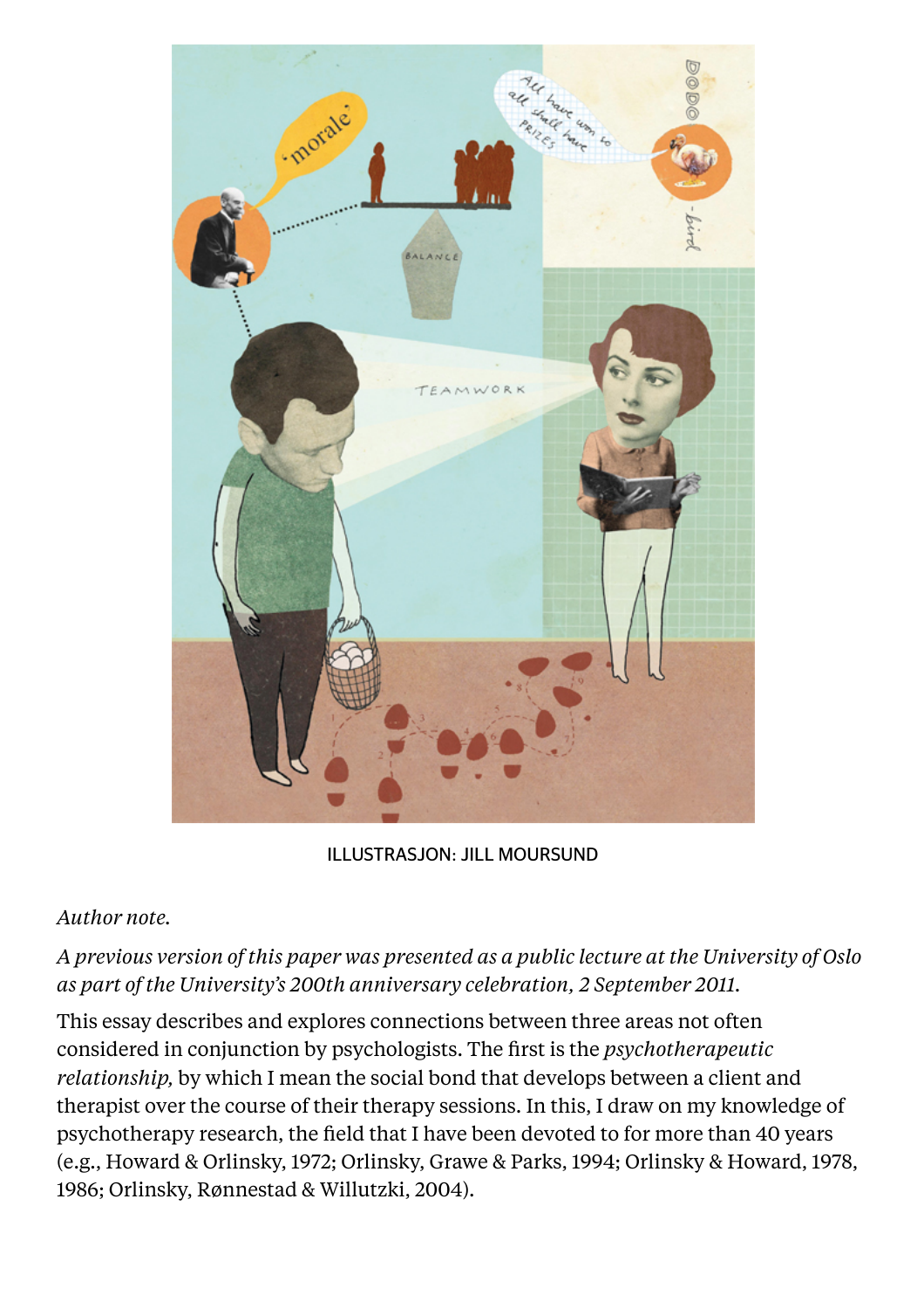ILLUSTRASJON: JILL MOURSUND

*Author note.*

*A previous version of this paper was presented as a public lecture at the University of Oslo as part of the University's 200th anniversary celebration, 2 September 2011.*

This essay describes and explores connections between three areas not often considered in conjunction by psychologists. The first is the *psychotherapeutic relationship,* by which I mean the social bond that develops between a client and therapist over the course of their therapy sessions. In this, I draw on my knowledge of psychotherapy research, the field that I have been devoted to for more than 40 years (e.g., Howard & Orlinsky, 1972; Orlinsky, Grawe & Parks, 1994; Orlinsky & Howard, 1978, 1986; Orlinsky, Rønnestad & Willutzki, 2004).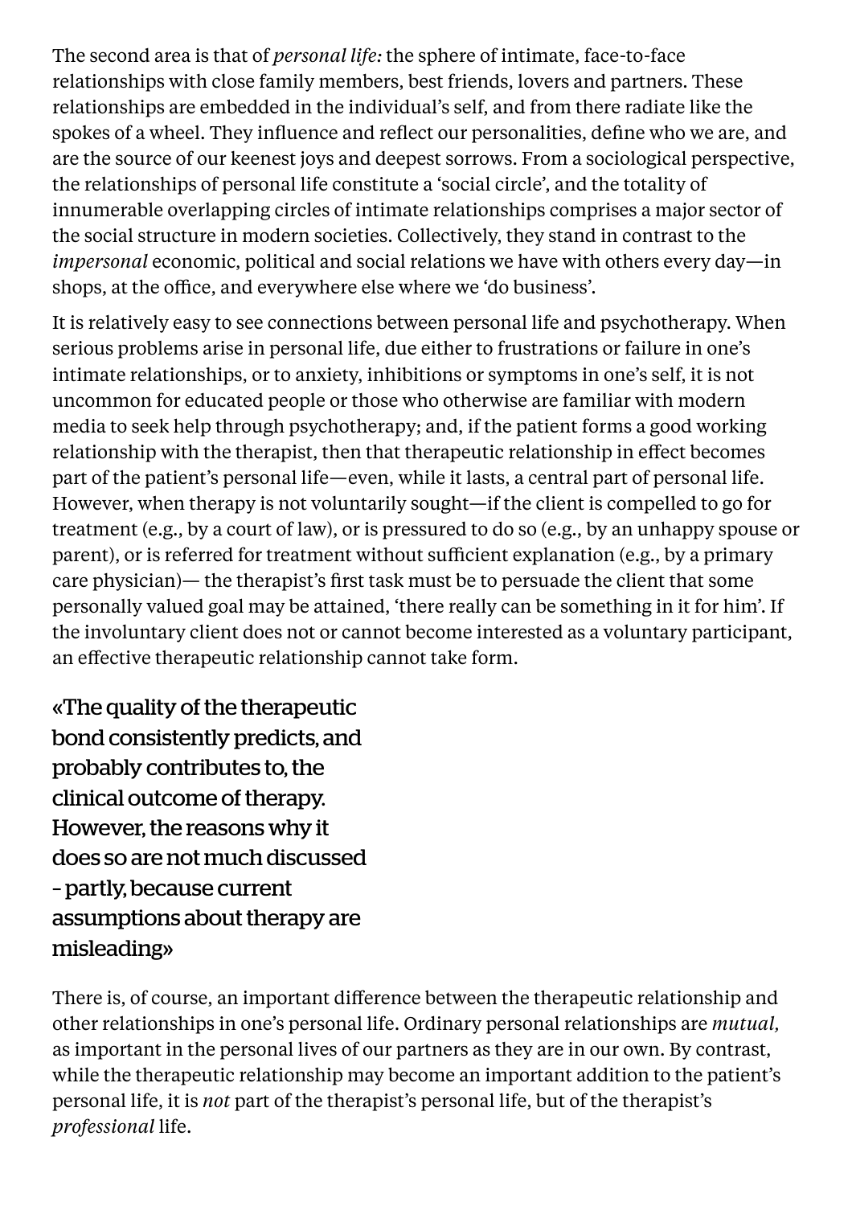The second area is that of *personal life:* the sphere of intimate, face-to-face relationships with close family members, best friends, lovers and partners. These relationships are embedded in the individual's self, and from there radiate like the spokes of a wheel. They influence and reflect our personalities, define who we are, and are the source of our keenest joys and deepest sorrows. From a sociological perspective, the relationships of personal life constitute a 'social circle', and the totality of innumerable overlapping circles of intimate relationships comprises a major sector of the social structure in modern societies. Collectively, they stand in contrast to the *impersonal* economic, political and social relations we have with others every day—in shops, at the office, and everywhere else where we 'do business'.

It is relatively easy to see connections between personal life and psychotherapy. When serious problems arise in personal life, due either to frustrations or failure in one's intimate relationships, or to anxiety, inhibitions or symptoms in one's self, it is not uncommon for educated people or those who otherwise are familiar with modern media to seek help through psychotherapy; and, if the patient forms a good working relationship with the therapist, then that therapeutic relationship in effect becomes part of the patient's personal life—even, while it lasts, a central part of personal life. However, when therapy is not voluntarily sought—if the client is compelled to go for treatment (e.g., by a court of law), or is pressured to do so (e.g., by an unhappy spouse or parent), or is referred for treatment without sufficient explanation (e.g., by a primary care physician)— the therapist's first task must be to persuade the client that some personally valued goal may be attained, 'there really can be something in it for him'. If the involuntary client does not or cannot become interested as a voluntary participant, an effective therapeutic relationship cannot take form.

> «The quality of the therapeutic bond consistently predicts, and probably contributes to, the clinical outcome of therapy. However, the reasons why it does so are not much discussed – partly, because current assumptions about therapy are misleading»

There is, of course, an important difference between the therapeutic relationship and other relationships in one's personal life. Ordinary personal relationships are *mutual,* as important in the personal lives of our partners as they are in our own. By contrast, while the therapeutic relationship may become an important addition to the patient's personal life, it is *not* part of the therapist's personal life, but of the therapist's *professional* life.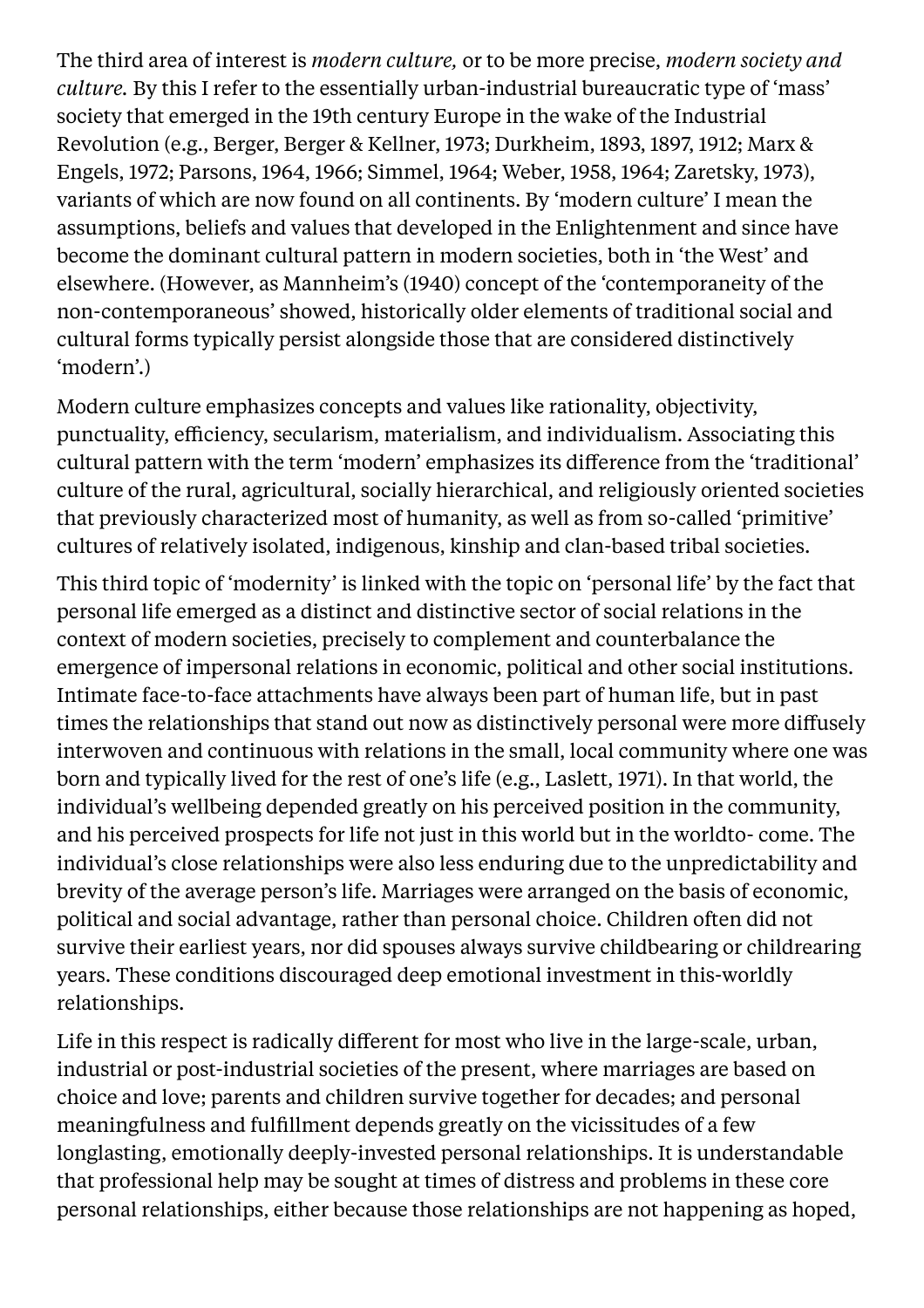The third area of interest is *modern culture,* or to be more precise, *modern society and culture.* By this I refer to the essentially urban-industrial bureaucratic type of 'mass' society that emerged in the 19th century Europe in the wake of the Industrial Revolution (e.g., Berger, Berger & Kellner, 1973; Durkheim, 1893, 1897, 1912; Marx & Engels, 1972; Parsons, 1964, 1966; Simmel, 1964; Weber, 1958, 1964; Zaretsky, 1973), variants of which are now found on all continents. By 'modern culture' I mean the assumptions, beliefs and values that developed in the Enlightenment and since have become the dominant cultural pattern in modern societies, both in 'the West' and elsewhere. (However, as Mannheim's (1940) concept of the 'contemporaneity of the non-contemporaneous' showed, historically older elements of traditional social and cultural forms typically persist alongside those that are considered distinctively 'modern'.)

Modern culture emphasizes concepts and values like rationality, objectivity, punctuality, efficiency, secularism, materialism, and individualism. Associating this cultural pattern with the term 'modern' emphasizes its difference from the 'traditional' culture of the rural, agricultural, socially hierarchical, and religiously oriented societies that previously characterized most of humanity, as well as from so-called 'primitive' cultures of relatively isolated, indigenous, kinship and clan-based tribal societies.

This third topic of 'modernity' is linked with the topic on 'personal life' by the fact that personal life emerged as a distinct and distinctive sector of social relations in the context of modern societies, precisely to complement and counterbalance the emergence of impersonal relations in economic, political and other social institutions. Intimate face-to-face attachments have always been part of human life, but in past times the relationships that stand out now as distinctively personal were more diffusely interwoven and continuous with relations in the small, local community where one was born and typically lived for the rest of one's life (e.g., Laslett, 1971). In that world, the individual's wellbeing depended greatly on his perceived position in the community, and his perceived prospects for life not just in this world but in the worldto- come. The individual's close relationships were also less enduring due to the unpredictability and brevity of the average person's life. Marriages were arranged on the basis of economic, political and social advantage, rather than personal choice. Children often did not survive their earliest years, nor did spouses always survive childbearing or childrearing years. These conditions discouraged deep emotional investment in this-worldly relationships.

Life in this respect is radically different for most who live in the large-scale, urban, industrial or post-industrial societies of the present, where marriages are based on choice and love; parents and children survive together for decades; and personal meaningfulness and fulfillment depends greatly on the vicissitudes of a few longlasting, emotionally deeply-invested personal relationships. It is understandable that professional help may be sought at times of distress and problems in these core personal relationships, either because those relationships are not happening as hoped,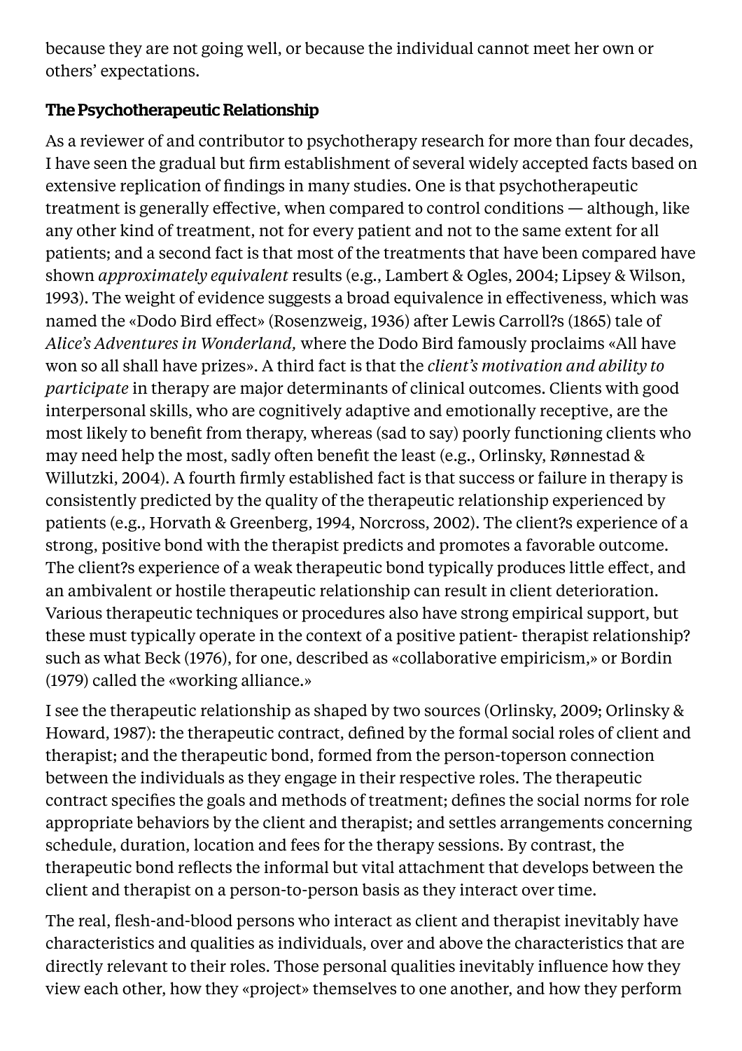because they are not going well, or because the individual cannot meet her own or others' expectations.

## The Psychotherapeutic Relationship

As a reviewer of and contributor to psychotherapy research for more than four decades, I have seen the gradual but firm establishment of several widely accepted facts based on extensive replication of findings in many studies. One is that psychotherapeutic treatment is generally effective, when compared to control conditions — although, like any other kind of treatment, not for every patient and not to the same extent for all patients; and a second fact is that most of the treatments that have been compared have shown *approximately equivalent* results (e.g., Lambert & Ogles, 2004; Lipsey & Wilson, 1993). The weight of evidence suggests a broad equivalence in effectiveness, which was named the «Dodo Bird effect» (Rosenzweig, 1936) after Lewis Carroll?s (1865) tale of *Alice's Adventures in Wonderland,* where the Dodo Bird famously proclaims «All have won so all shall have prizes». A third fact is that the *client's motivation and ability to participate* in therapy are major determinants of clinical outcomes. Clients with good interpersonal skills, who are cognitively adaptive and emotionally receptive, are the most likely to benefit from therapy, whereas (sad to say) poorly functioning clients who may need help the most, sadly often benefit the least (e.g., Orlinsky, Rønnestad & Willutzki, 2004). A fourth firmly established fact is that success or failure in therapy is consistently predicted by the quality of the therapeutic relationship experienced by patients (e.g., Horvath & Greenberg, 1994, Norcross, 2002). The client?s experience of a strong, positive bond with the therapist predicts and promotes a favorable outcome. The client?s experience of a weak therapeutic bond typically produces little effect, and an ambivalent or hostile therapeutic relationship can result in client deterioration. Various therapeutic techniques or procedures also have strong empirical support, but these must typically operate in the context of a positive patient- therapist relationship? such as what Beck (1976), for one, described as «collaborative empiricism,» or Bordin (1979) called the «working alliance.»

I see the therapeutic relationship as shaped by two sources (Orlinsky, 2009; Orlinsky & Howard, 1987): the therapeutic contract, defined by the formal social roles of client and therapist; and the therapeutic bond, formed from the person-toperson connection between the individuals as they engage in their respective roles. The therapeutic contract specifies the goals and methods of treatment; defines the social norms for role appropriate behaviors by the client and therapist; and settles arrangements concerning schedule, duration, location and fees for the therapy sessions. By contrast, the therapeutic bond reflects the informal but vital attachment that develops between the client and therapist on a person-to-person basis as they interact over time.

The real, flesh-and-blood persons who interact as client and therapist inevitably have characteristics and qualities as individuals, over and above the characteristics that are directly relevant to their roles. Those personal qualities inevitably influence how they view each other, how they «project» themselves to one another, and how they perform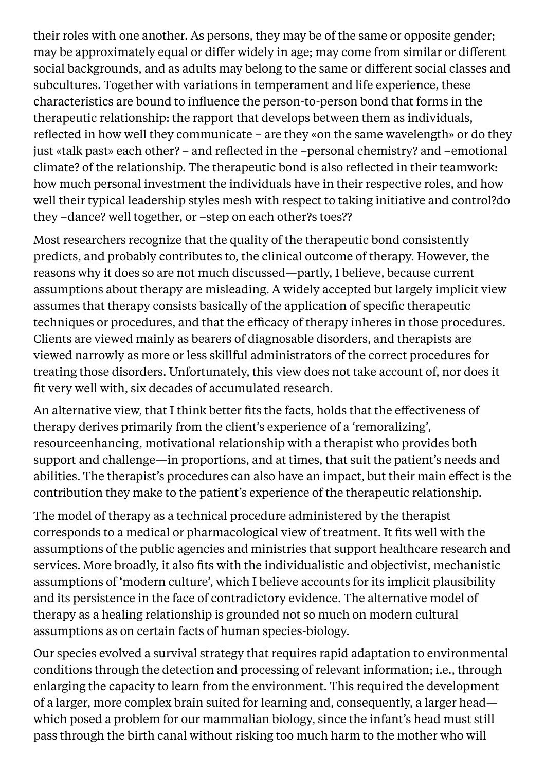their roles with one another. As persons, they may be of the same or opposite gender; may be approximately equal or differ widely in age; may come from similar or different social backgrounds, and as adults may belong to the same or different social classes and subcultures. Together with variations in temperament and life experience, these characteristics are bound to influence the person-to-person bond that forms in the therapeutic relationship: the rapport that develops between them as individuals, reflected in how well they communicate – are they «on the same wavelength» or do they just «talk past» each other? – and reflected in the –personal chemistry? and –emotional climate? of the relationship. The therapeutic bond is also reflected in their teamwork: how much personal investment the individuals have in their respective roles, and how well their typical leadership styles mesh with respect to taking initiative and control?do they –dance? well together, or –step on each other?s toes??

Most researchers recognize that the quality of the therapeutic bond consistently predicts, and probably contributes to, the clinical outcome of therapy. However, the reasons why it does so are not much discussed—partly, I believe, because current assumptions about therapy are misleading. A widely accepted but largely implicit view assumes that therapy consists basically of the application of specific therapeutic techniques or procedures, and that the efficacy of therapy inheres in those procedures. Clients are viewed mainly as bearers of diagnosable disorders, and therapists are viewed narrowly as more or less skillful administrators of the correct procedures for treating those disorders. Unfortunately, this view does not take account of, nor does it fit very well with, six decades of accumulated research.

An alternative view, that I think better fits the facts, holds that the effectiveness of therapy derives primarily from the client's experience of a 'remoralizing', resourceenhancing, motivational relationship with a therapist who provides both support and challenge—in proportions, and at times, that suit the patient's needs and abilities. The therapist's procedures can also have an impact, but their main effect is the contribution they make to the patient's experience of the therapeutic relationship.

The model of therapy as a technical procedure administered by the therapist corresponds to a medical or pharmacological view of treatment. It fits well with the assumptions of the public agencies and ministries that support healthcare research and services. More broadly, it also fits with the individualistic and objectivist, mechanistic assumptions of 'modern culture', which I believe accounts for its implicit plausibility and its persistence in the face of contradictory evidence. The alternative model of therapy as a healing relationship is grounded not so much on modern cultural assumptions as on certain facts of human species-biology.

Our species evolved a survival strategy that requires rapid adaptation to environmental conditions through the detection and processing of relevant information; i.e., through enlarging the capacity to learn from the environment. This required the development of a larger, more complex brain suited for learning and, consequently, a larger head—which posed a problem for our mammalian biology, since the infant's head must still pass through the birth canal without risking too much harm to the mother who will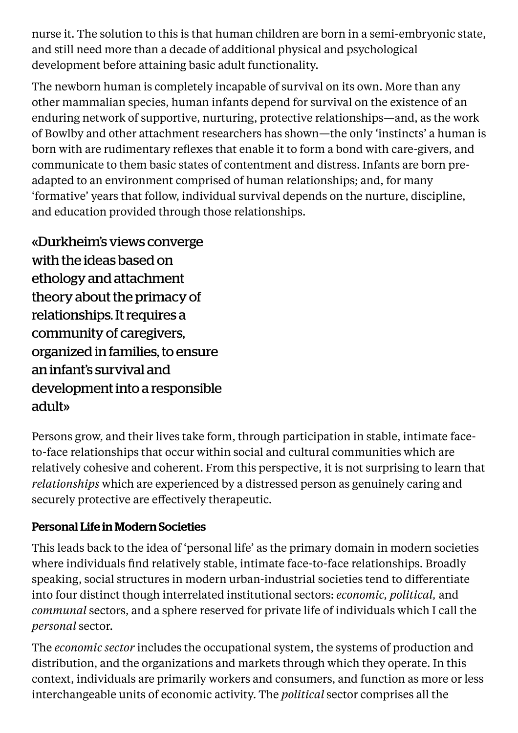nurse it. The solution to this is that human children are born in a semi-embryonic state, and still need more than a decade of additional physical and psychological development before attaining basic adult functionality.

The newborn human is completely incapable of survival on its own. More than any other mammalian species, human infants depend for survival on the existence of an enduring network of supportive, nurturing, protective relationships—and, as the work of Bowlby and other attachment researchers has shown—the only 'instincts' a human is born with are rudimentary reflexes that enable it to form a bond with care-givers, and communicate to them basic states of contentment and distress. Infants are born pre-adapted to an environment comprised of human relationships; and, for many 'formative' years that follow, individual survival depends on the nurture, discipline, and education provided through those relationships.

> «Durkheim's views converge with the ideas based on ethology and attachment theory about the primacy of relationships. It requires a community of caregivers, organized in families, to ensure an infant's survival and development into a responsible adult»

Persons grow, and their lives take form, through participation in stable, intimate face-to-face relationships that occur within social and cultural communities which are relatively cohesive and coherent. From this perspective, it is not surprising to learn that *relationships* which are experienced by a distressed person as genuinely caring and securely protective are effectively therapeutic.

### Personal Life in Modern Societies

This leads back to the idea of 'personal life' as the primary domain in modern societies where individuals find relatively stable, intimate face-to-face relationships. Broadly speaking, social structures in modern urban-industrial societies tend to differentiate into four distinct though interrelated institutional sectors: *economic, political,* and *communal* sectors, and a sphere reserved for private life of individuals which I call the *personal* sector.

The *economic sector* includes the occupational system, the systems of production and distribution, and the organizations and markets through which they operate. In this context, individuals are primarily workers and consumers, and function as more or less interchangeable units of economic activity. The *political* sector comprises all the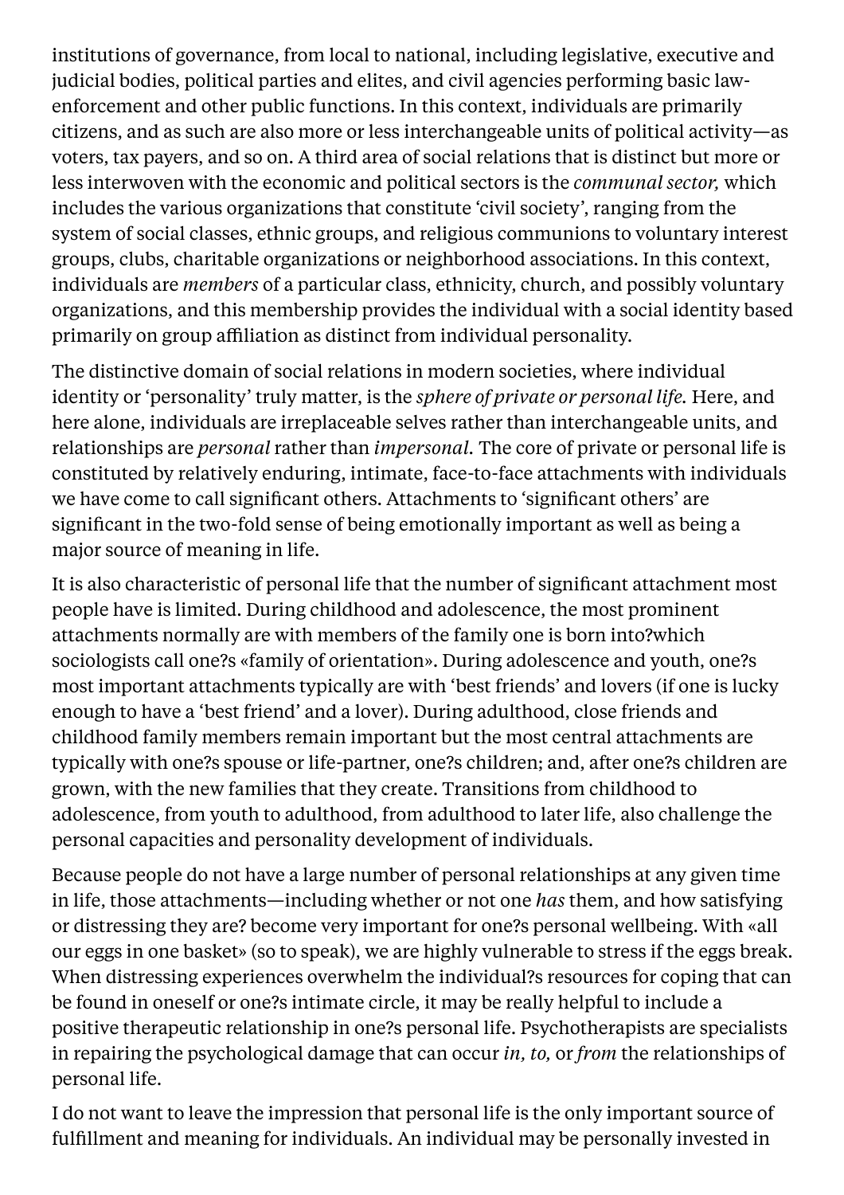institutions of governance, from local to national, including legislative, executive and judicial bodies, political parties and elites, and civil agencies performing basic law-enforcement and other public functions. In this context, individuals are primarily citizens, and as such are also more or less interchangeable units of political activity—as voters, tax payers, and so on. A third area of social relations that is distinct but more or less interwoven with the economic and political sectors is the *communal sector,* which includes the various organizations that constitute 'civil society', ranging from the system of social classes, ethnic groups, and religious communions to voluntary interest groups, clubs, charitable organizations or neighborhood associations. In this context, individuals are *members* of a particular class, ethnicity, church, and possibly voluntary organizations, and this membership provides the individual with a social identity based primarily on group affiliation as distinct from individual personality.

The distinctive domain of social relations in modern societies, where individual identity or 'personality' truly matter, is the *sphere of private or personal life.* Here, and here alone, individuals are irreplaceable selves rather than interchangeable units, and relationships are *personal* rather than *impersonal.* The core of private or personal life is constituted by relatively enduring, intimate, face-to-face attachments with individuals we have come to call significant others. Attachments to 'significant others' are significant in the two-fold sense of being emotionally important as well as being a major source of meaning in life.

It is also characteristic of personal life that the number of significant attachment most people have is limited. During childhood and adolescence, the most prominent attachments normally are with members of the family one is born into?which sociologists call one?s «family of orientation». During adolescence and youth, one?s most important attachments typically are with 'best friends' and lovers (if one is lucky enough to have a 'best friend' and a lover). During adulthood, close friends and childhood family members remain important but the most central attachments are typically with one?s spouse or life-partner, one?s children; and, after one?s children are grown, with the new families that they create. Transitions from childhood to adolescence, from youth to adulthood, from adulthood to later life, also challenge the personal capacities and personality development of individuals.

Because people do not have a large number of personal relationships at any given time in life, those attachments—including whether or not one *has* them, and how satisfying or distressing they are? become very important for one?s personal wellbeing. With «all our eggs in one basket» (so to speak), we are highly vulnerable to stress if the eggs break. When distressing experiences overwhelm the individual?s resources for coping that can be found in oneself or one?s intimate circle, it may be really helpful to include a positive therapeutic relationship in one?s personal life. Psychotherapists are specialists in repairing the psychological damage that can occur *in, to,* or *from* the relationships of personal life.

I do not want to leave the impression that personal life is the only important source of fulfillment and meaning for individuals. An individual may be personally invested in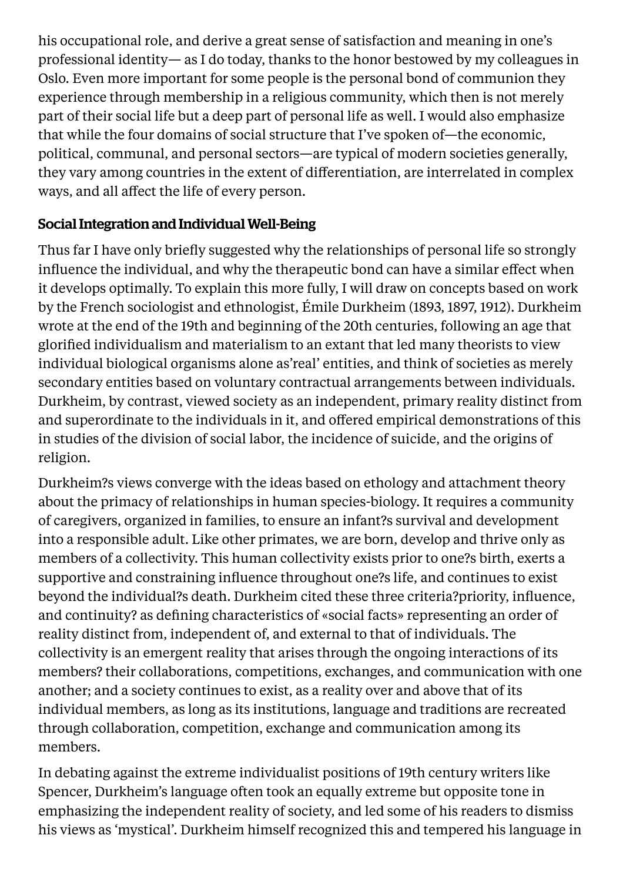his occupational role, and derive a great sense of satisfaction and meaning in one's professional identity— as I do today, thanks to the honor bestowed by my colleagues in Oslo. Even more important for some people is the personal bond of communion they experience through membership in a religious community, which then is not merely part of their social life but a deep part of personal life as well. I would also emphasize that while the four domains of social structure that I've spoken of—the economic, political, communal, and personal sectors—are typical of modern societies generally, they vary among countries in the extent of differentiation, are interrelated in complex ways, and all affect the life of every person.

### Social Integration and Individual Well-Being

Thus far I have only briefly suggested why the relationships of personal life so strongly influence the individual, and why the therapeutic bond can have a similar effect when it develops optimally. To explain this more fully, I will draw on concepts based on work by the French sociologist and ethnologist, Émile Durkheim (1893, 1897, 1912). Durkheim wrote at the end of the 19th and beginning of the 20th centuries, following an age that glorified individualism and materialism to an extant that led many theorists to view individual biological organisms alone as'real' entities, and think of societies as merely secondary entities based on voluntary contractual arrangements between individuals. Durkheim, by contrast, viewed society as an independent, primary reality distinct from and superordinate to the individuals in it, and offered empirical demonstrations of this in studies of the division of social labor, the incidence of suicide, and the origins of religion.

Durkheim?s views converge with the ideas based on ethology and attachment theory about the primacy of relationships in human species-biology. It requires a community of caregivers, organized in families, to ensure an infant?s survival and development into a responsible adult. Like other primates, we are born, develop and thrive only as members of a collectivity. This human collectivity exists prior to one?s birth, exerts a supportive and constraining influence throughout one?s life, and continues to exist beyond the individual?s death. Durkheim cited these three criteria?priority, influence, and continuity? as defining characteristics of «social facts» representing an order of reality distinct from, independent of, and external to that of individuals. The collectivity is an emergent reality that arises through the ongoing interactions of its members? their collaborations, competitions, exchanges, and communication with one another; and a society continues to exist, as a reality over and above that of its individual members, as long as its institutions, language and traditions are recreated through collaboration, competition, exchange and communication among its members.

In debating against the extreme individualist positions of 19th century writers like Spencer, Durkheim's language often took an equally extreme but opposite tone in emphasizing the independent reality of society, and led some of his readers to dismiss his views as 'mystical'. Durkheim himself recognized this and tempered his language in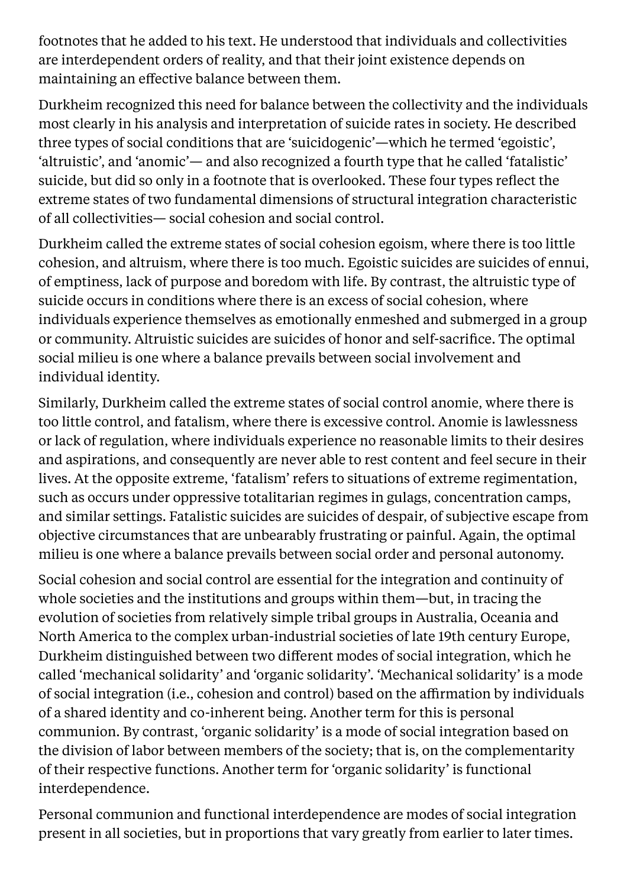footnotes that he added to his text. He understood that individuals and collectivities are interdependent orders of reality, and that their joint existence depends on maintaining an effective balance between them.

Durkheim recognized this need for balance between the collectivity and the individuals most clearly in his analysis and interpretation of suicide rates in society. He described three types of social conditions that are 'suicidogenic'—which he termed 'egoistic', 'altruistic', and 'anomic'— and also recognized a fourth type that he called 'fatalistic' suicide, but did so only in a footnote that is overlooked. These four types reflect the extreme states of two fundamental dimensions of structural integration characteristic of all collectivities— social cohesion and social control.

Durkheim called the extreme states of social cohesion egoism, where there is too little cohesion, and altruism, where there is too much. Egoistic suicides are suicides of ennui, of emptiness, lack of purpose and boredom with life. By contrast, the altruistic type of suicide occurs in conditions where there is an excess of social cohesion, where individuals experience themselves as emotionally enmeshed and submerged in a group or community. Altruistic suicides are suicides of honor and self-sacrifice. The optimal social milieu is one where a balance prevails between social involvement and individual identity.

Similarly, Durkheim called the extreme states of social control anomie, where there is too little control, and fatalism, where there is excessive control. Anomie is lawlessness or lack of regulation, where individuals experience no reasonable limits to their desires and aspirations, and consequently are never able to rest content and feel secure in their lives. At the opposite extreme, 'fatalism' refers to situations of extreme regimentation, such as occurs under oppressive totalitarian regimes in gulags, concentration camps, and similar settings. Fatalistic suicides are suicides of despair, of subjective escape from objective circumstances that are unbearably frustrating or painful. Again, the optimal milieu is one where a balance prevails between social order and personal autonomy.

Social cohesion and social control are essential for the integration and continuity of whole societies and the institutions and groups within them—but, in tracing the evolution of societies from relatively simple tribal groups in Australia, Oceania and North America to the complex urban-industrial societies of late 19th century Europe, Durkheim distinguished between two different modes of social integration, which he called 'mechanical solidarity' and 'organic solidarity'. 'Mechanical solidarity' is a mode of social integration (i.e., cohesion and control) based on the affirmation by individuals of a shared identity and co-inherent being. Another term for this is personal communion. By contrast, 'organic solidarity' is a mode of social integration based on the division of labor between members of the society; that is, on the complementarity of their respective functions. Another term for 'organic solidarity' is functional interdependence.

Personal communion and functional interdependence are modes of social integration present in all societies, but in proportions that vary greatly from earlier to later times.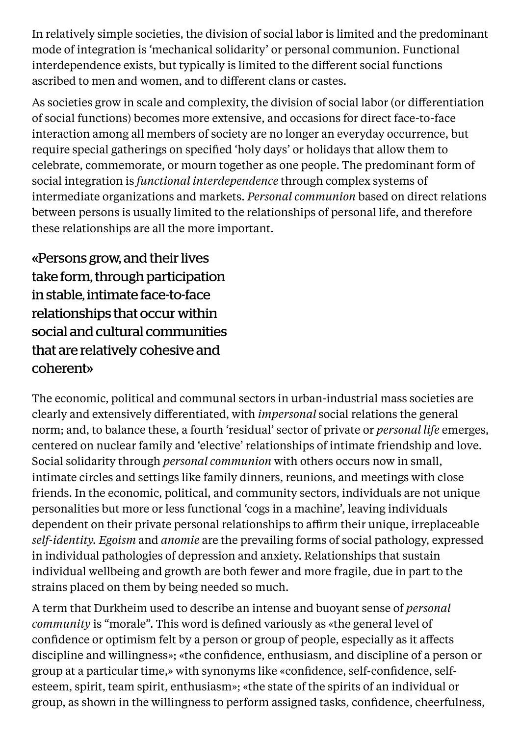In relatively simple societies, the division of social labor is limited and the predominant mode of integration is 'mechanical solidarity' or personal communion. Functional interdependence exists, but typically is limited to the different social functions ascribed to men and women, and to different clans or castes.

As societies grow in scale and complexity, the division of social labor (or differentiation of social functions) becomes more extensive, and occasions for direct face-to-face interaction among all members of society are no longer an everyday occurrence, but require special gatherings on specified 'holy days' or holidays that allow them to celebrate, commemorate, or mourn together as one people. The predominant form of social integration is *functional interdependence* through complex systems of intermediate organizations and markets. *Personal communion* based on direct relations between persons is usually limited to the relationships of personal life, and therefore these relationships are all the more important.

> «Persons grow, and their lives take form, through participation in stable, intimate face-to-face relationships that occur within social and cultural communities that are relatively cohesive and coherent»

The economic, political and communal sectors in urban-industrial mass societies are clearly and extensively differentiated, with *impersonal* social relations the general norm; and, to balance these, a fourth 'residual' sector of private or *personal life* emerges, centered on nuclear family and 'elective' relationships of intimate friendship and love. Social solidarity through *personal communion* with others occurs now in small, intimate circles and settings like family dinners, reunions, and meetings with close friends. In the economic, political, and community sectors, individuals are not unique personalities but more or less functional 'cogs in a machine', leaving individuals dependent on their private personal relationships to affirm their unique, irreplaceable *self-identity*. *Egoism* and *anomie* are the prevailing forms of social pathology, expressed in individual pathologies of depression and anxiety. Relationships that sustain individual wellbeing and growth are both fewer and more fragile, due in part to the strains placed on them by being needed so much.

A term that Durkheim used to describe an intense and buoyant sense of *personal community* is "morale". This word is defined variously as «the general level of confidence or optimism felt by a person or group of people, especially as it affects discipline and willingness»; «the confidence, enthusiasm, and discipline of a person or group at a particular time,» with synonyms like «confidence, self-confidence, self-esteem, spirit, team spirit, enthusiasm»; «the state of the spirits of an individual or group, as shown in the willingness to perform assigned tasks, confidence, cheerfulness,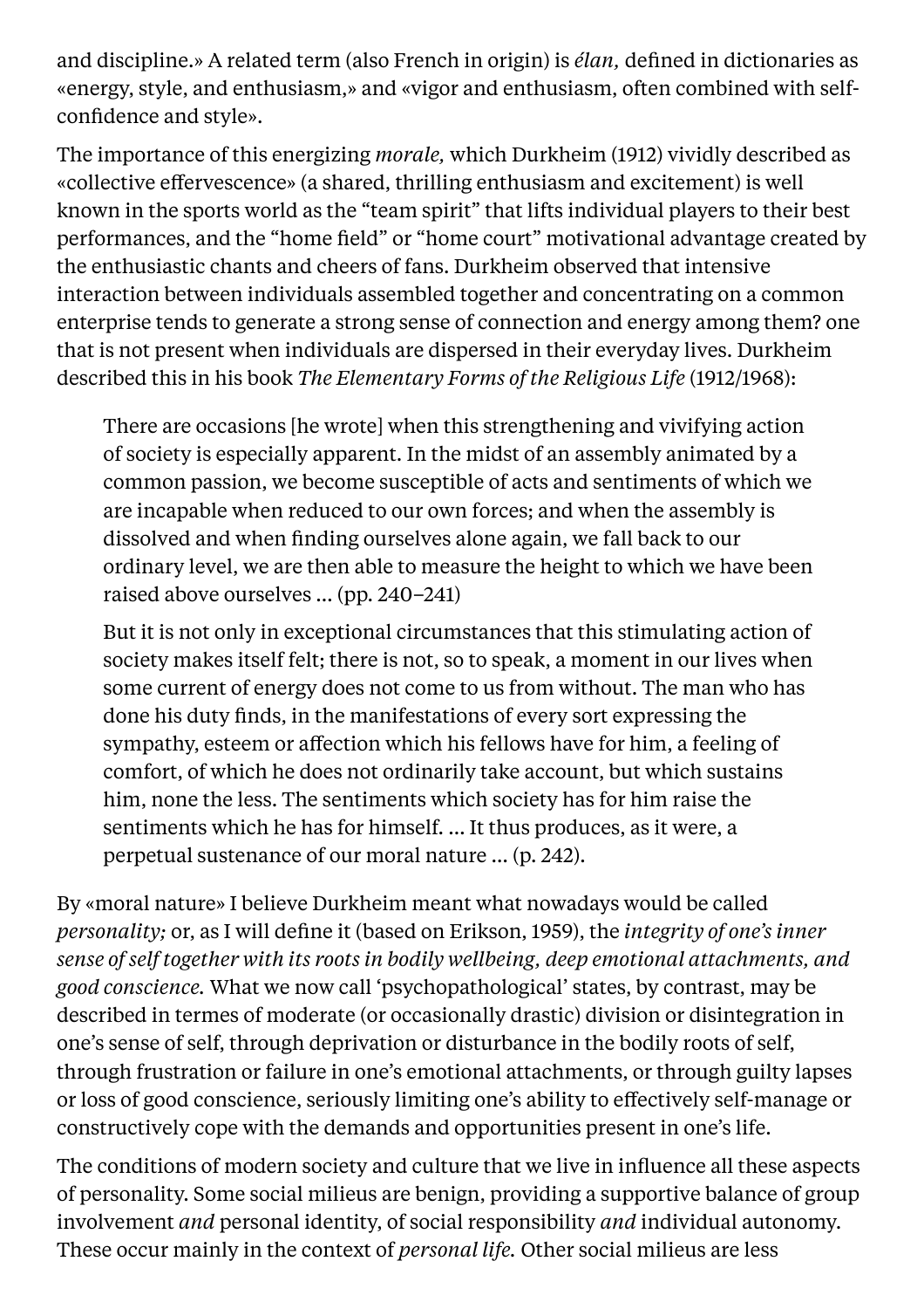and discipline.» A related term (also French in origin) is *élan,* defined in dictionaries as «energy, style, and enthusiasm,» and «vigor and enthusiasm, often combined with self-confidence and style».

The importance of this energizing *morale,* which Durkheim (1912) vividly described as «collective effervescence» (a shared, thrilling enthusiasm and excitement) is well known in the sports world as the "team spirit" that lifts individual players to their best performances, and the "home field" or "home court" motivational advantage created by the enthusiastic chants and cheers of fans. Durkheim observed that intensive interaction between individuals assembled together and concentrating on a common enterprise tends to generate a strong sense of connection and energy among them? one that is not present when individuals are dispersed in their everyday lives. Durkheim described this in his book *The Elementary Forms of the Religious Life* (1912/1968):

> There are occasions [he wrote] when this strengthening and vivifying action of society is especially apparent. In the midst of an assembly animated by a common passion, we become susceptible of acts and sentiments of which we are incapable when reduced to our own forces; and when the assembly is dissolved and when finding ourselves alone again, we fall back to our ordinary level, we are then able to measure the height to which we have been raised above ourselves ... (pp. 240–241)
>
> But it is not only in exceptional circumstances that this stimulating action of society makes itself felt; there is not, so to speak, a moment in our lives when some current of energy does not come to us from without. The man who has done his duty finds, in the manifestations of every sort expressing the sympathy, esteem or affection which his fellows have for him, a feeling of comfort, of which he does not ordinarily take account, but which sustains him, none the less. The sentiments which society has for him raise the sentiments which he has for himself. ... It thus produces, as it were, a perpetual sustenance of our moral nature ... (p. 242).

By «moral nature» I believe Durkheim meant what nowadays would be called *personality;* or, as I will define it (based on Erikson, 1959), the *integrity of one's inner sense of self together with its roots in bodily wellbeing, deep emotional attachments, and good conscience.* What we now call 'psychopathological' states, by contrast, may be described in termes of moderate (or occasionally drastic) division or disintegration in one's sense of self, through deprivation or disturbance in the bodily roots of self, through frustration or failure in one's emotional attachments, or through guilty lapses or loss of good conscience, seriously limiting one's ability to effectively self-manage or constructively cope with the demands and opportunities present in one's life.

The conditions of modern society and culture that we live in influence all these aspects of personality. Some social milieus are benign, providing a supportive balance of group involvement *and* personal identity, of social responsibility *and* individual autonomy. These occur mainly in the context of *personal life.* Other social milieus are less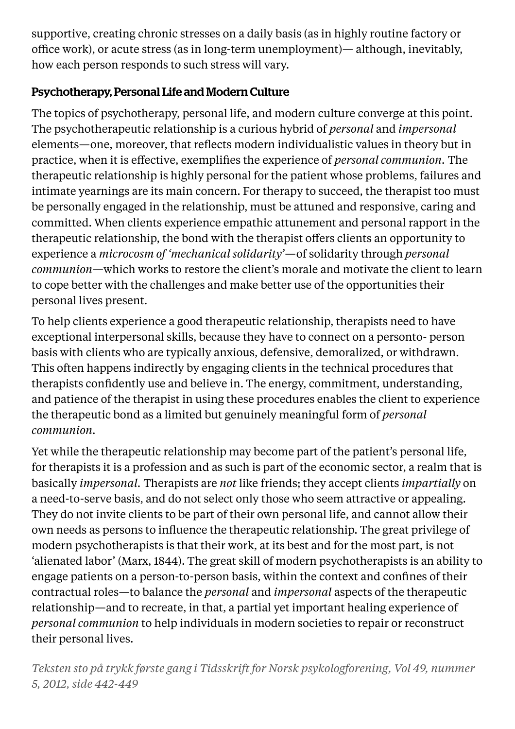supportive, creating chronic stresses on a daily basis (as in highly routine factory or office work), or acute stress (as in long-term unemployment)— although, inevitably, how each person responds to such stress will vary.

**Psychotherapy, Personal Life and Modern Culture**

The topics of psychotherapy, personal life, and modern culture converge at this point. The psychotherapeutic relationship is a curious hybrid of *personal* and *impersonal* elements—one, moreover, that reflects modern individualistic values in theory but in practice, when it is effective, exemplifies the experience of *personal communion*. The therapeutic relationship is highly personal for the patient whose problems, failures and intimate yearnings are its main concern. For therapy to succeed, the therapist too must be personally engaged in the relationship, must be attuned and responsive, caring and committed. When clients experience empathic attunement and personal rapport in the therapeutic relationship, the bond with the therapist offers clients an opportunity to experience a *microcosm of 'mechanical solidarity'*—of solidarity through *personal communion*—which works to restore the client's morale and motivate the client to learn to cope better with the challenges and make better use of the opportunities their personal lives present.

To help clients experience a good therapeutic relationship, therapists need to have exceptional interpersonal skills, because they have to connect on a personto- person basis with clients who are typically anxious, defensive, demoralized, or withdrawn. This often happens indirectly by engaging clients in the technical procedures that therapists confidently use and believe in. The energy, commitment, understanding, and patience of the therapist in using these procedures enables the client to experience the therapeutic bond as a limited but genuinely meaningful form of *personal communion*.

Yet while the therapeutic relationship may become part of the patient's personal life, for therapists it is a profession and as such is part of the economic sector, a realm that is basically *impersonal*. Therapists are *not* like friends; they accept clients *impartially* on a need-to-serve basis, and do not select only those who seem attractive or appealing. They do not invite clients to be part of their own personal life, and cannot allow their own needs as persons to influence the therapeutic relationship. The great privilege of modern psychotherapists is that their work, at its best and for the most part, is not 'alienated labor' (Marx, 1844). The great skill of modern psychotherapists is an ability to engage patients on a person-to-person basis, within the context and confines of their contractual roles—to balance the *personal* and *impersonal* aspects of the therapeutic relationship—and to recreate, in that, a partial yet important healing experience of *personal communion* to help individuals in modern societies to repair or reconstruct their personal lives.

*Teksten sto på trykk første gang i Tidsskrift for Norsk psykologforening, Vol 49, nummer 5, 2012, side 442-449*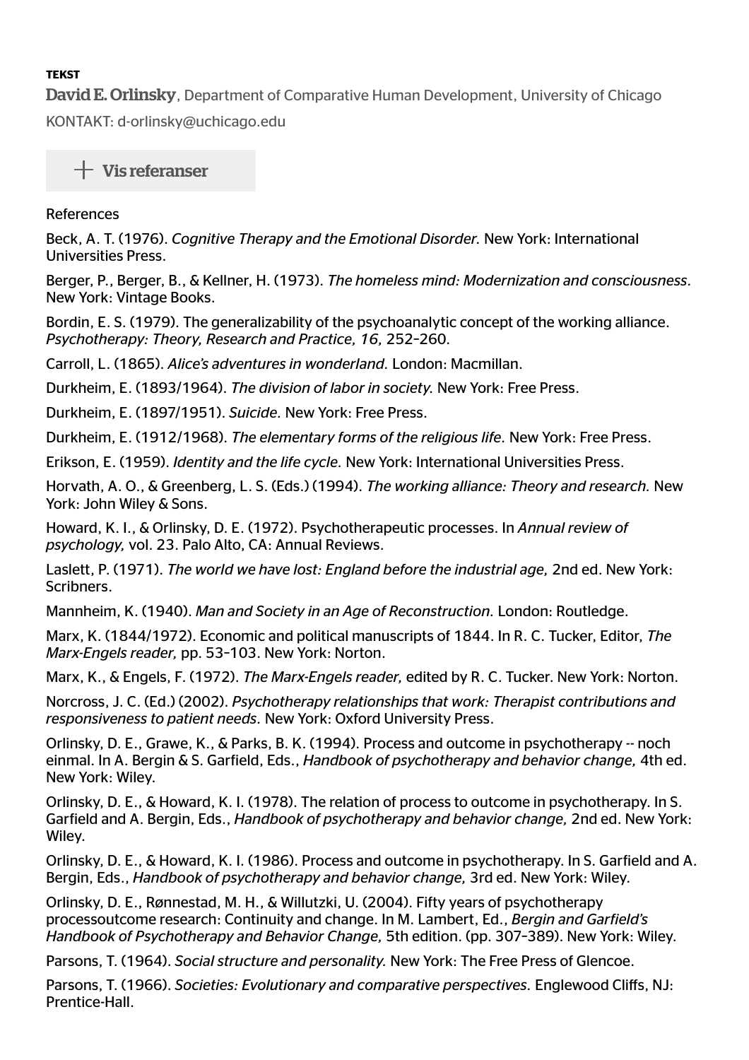**TEKST**

**David E. Orlinsky**, Department of Comparative Human Development, University of Chicago

KONTAKT: d-orlinsky@uchicago.edu

+ Vis referanser

References

Beck, A. T. (1976). *Cognitive Therapy and the Emotional Disorder.* New York: International Universities Press.

Berger, P., Berger, B., & Kellner, H. (1973). *The homeless mind: Modernization and consciousness.* New York: Vintage Books.

Bordin, E. S. (1979). The generalizability of the psychoanalytic concept of the working alliance. *Psychotherapy: Theory, Research and Practice, 16,* 252–260.

Carroll, L. (1865). *Alice's adventures in wonderland.* London: Macmillan.

Durkheim, E. (1893/1964). *The division of labor in society.* New York: Free Press.

Durkheim, E. (1897/1951). *Suicide.* New York: Free Press.

Durkheim, E. (1912/1968). *The elementary forms of the religious life.* New York: Free Press.

Erikson, E. (1959). *Identity and the life cycle.* New York: International Universities Press.

Horvath, A. O., & Greenberg, L. S. (Eds.) (1994). *The working alliance: Theory and research.* New York: John Wiley & Sons.

Howard, K. I., & Orlinsky, D. E. (1972). Psychotherapeutic processes. In *Annual review of psychology,* vol. 23. Palo Alto, CA: Annual Reviews.

Laslett, P. (1971). *The world we have lost: England before the industrial age,* 2nd ed. New York: Scribners.

Mannheim, K. (1940). *Man and Society in an Age of Reconstruction.* London: Routledge.

Marx, K. (1844/1972). Economic and political manuscripts of 1844. In R. C. Tucker, Editor, *The Marx-Engels reader,* pp. 53–103. New York: Norton.

Marx, K., & Engels, F. (1972). *The Marx-Engels reader,* edited by R. C. Tucker. New York: Norton.

Norcross, J. C. (Ed.) (2002). *Psychotherapy relationships that work: Therapist contributions and responsiveness to patient needs.* New York: Oxford University Press.

Orlinsky, D. E., Grawe, K., & Parks, B. K. (1994). Process and outcome in psychotherapy -- noch einmal. In A. Bergin & S. Garfield, Eds., *Handbook of psychotherapy and behavior change,* 4th ed. New York: Wiley.

Orlinsky, D. E., & Howard, K. I. (1978). The relation of process to outcome in psychotherapy. In S. Garfield and A. Bergin, Eds., *Handbook of psychotherapy and behavior change,* 2nd ed. New York: Wiley.

Orlinsky, D. E., & Howard, K. I. (1986). Process and outcome in psychotherapy. In S. Garfield and A. Bergin, Eds., *Handbook of psychotherapy and behavior change,* 3rd ed. New York: Wiley.

Orlinsky, D. E., Rønnestad, M. H., & Willutzki, U. (2004). Fifty years of psychotherapy processoutcome research: Continuity and change. In M. Lambert, Ed., *Bergin and Garfield's Handbook of Psychotherapy and Behavior Change,* 5th edition. (pp. 307–389). New York: Wiley.

Parsons, T. (1964). *Social structure and personality.* New York: The Free Press of Glencoe.

Parsons, T. (1966). *Societies: Evolutionary and comparative perspectives.* Englewood Cliffs, NJ: Prentice-Hall.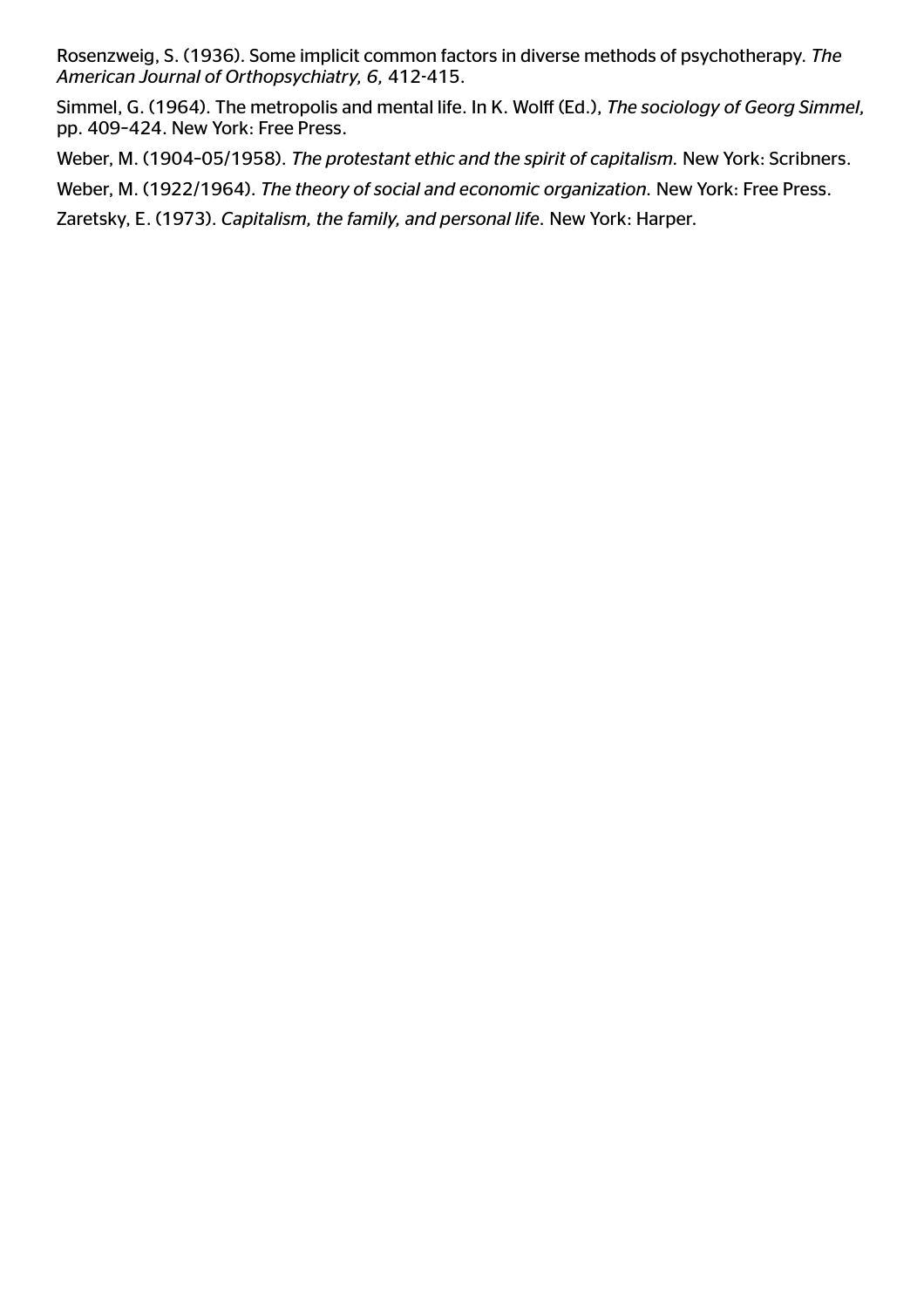Rosenzweig, S. (1936). Some implicit common factors in diverse methods of psychotherapy. *The American Journal of Orthopsychiatry, 6,* 412-415.

Simmel, G. (1964). The metropolis and mental life. In K. Wolff (Ed.), *The sociology of Georg Simmel,* pp. 409–424. New York: Free Press.

Weber, M. (1904–05/1958). *The protestant ethic and the spirit of capitalism.* New York: Scribners.

Weber, M. (1922/1964). *The theory of social and economic organization.* New York: Free Press.

Zaretsky, E. (1973). *Capitalism, the family, and personal life.* New York: Harper.